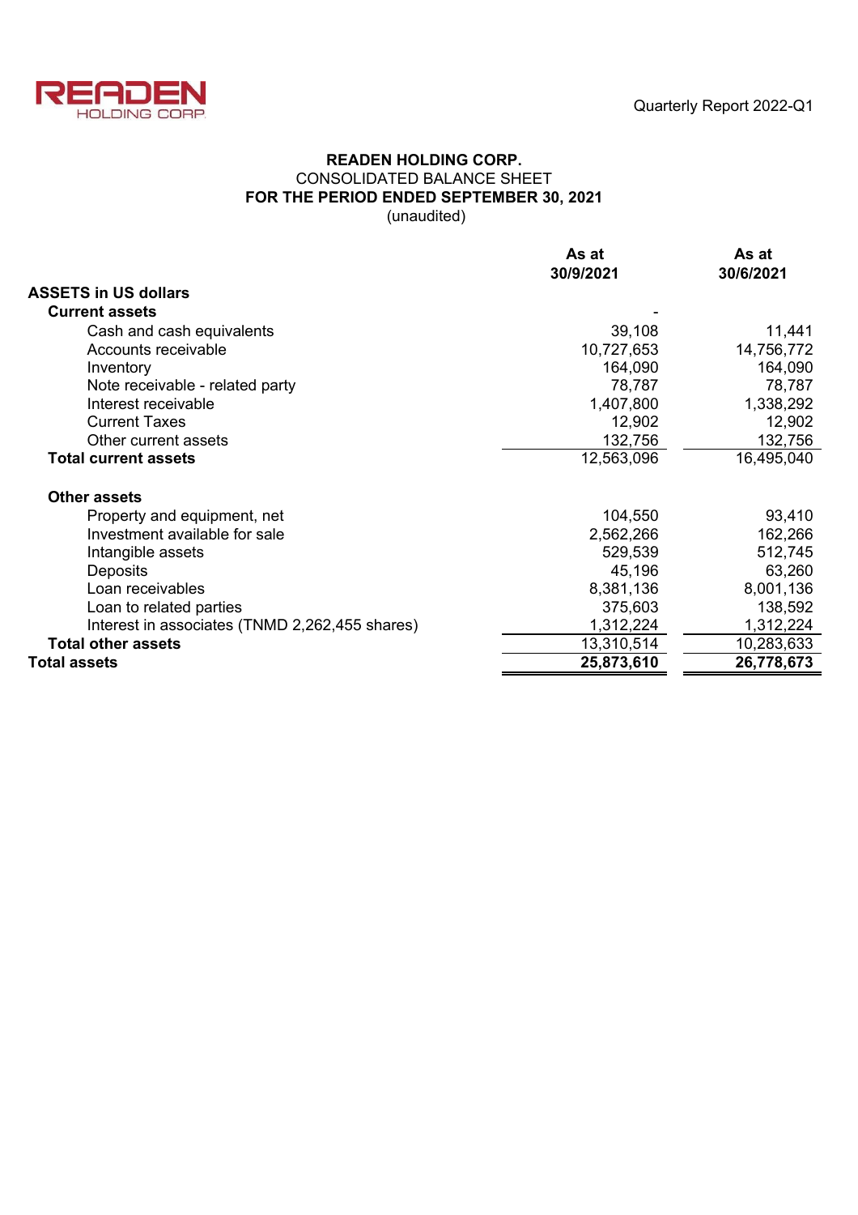READEN HOLDING CORP.

# READEN HOLDING CORP.

## CONSOLIDATED BALANCE SHEET

## FOR THE PERIOD ENDED SEPTEMBER 30, 2021

(unaudited)

| | As at 30/9/2021 | As at 30/6/2021 |
|---|---|---|
| **ASSETS in US dollars** | | |
| **Current assets** | - | |
| Cash and cash equivalents | 39,108 | 11,441 |
| Accounts receivable | 10,727,653 | 14,756,772 |
| Inventory | 164,090 | 164,090 |
| Note receivable - related party | 78,787 | 78,787 |
| Interest receivable | 1,407,800 | 1,338,292 |
| Current Taxes | 12,902 | 12,902 |
| Other current assets | 132,756 | 132,756 |
| **Total current assets** | 12,563,096 | 16,495,040 |
| | | |
| **Other assets** | | |
| Property and equipment, net | 104,550 | 93,410 |
| Investment available for sale | 2,562,266 | 162,266 |
| Intangible assets | 529,539 | 512,745 |
| Deposits | 45,196 | 63,260 |
| Loan receivables | 8,381,136 | 8,001,136 |
| Loan to related parties | 375,603 | 138,592 |
| Interest in associates (TNMD 2,262,455 shares) | 1,312,224 | 1,312,224 |
| **Total other assets** | 13,310,514 | 10,283,633 |
| **Total assets** | **25,873,610** | **26,778,673** |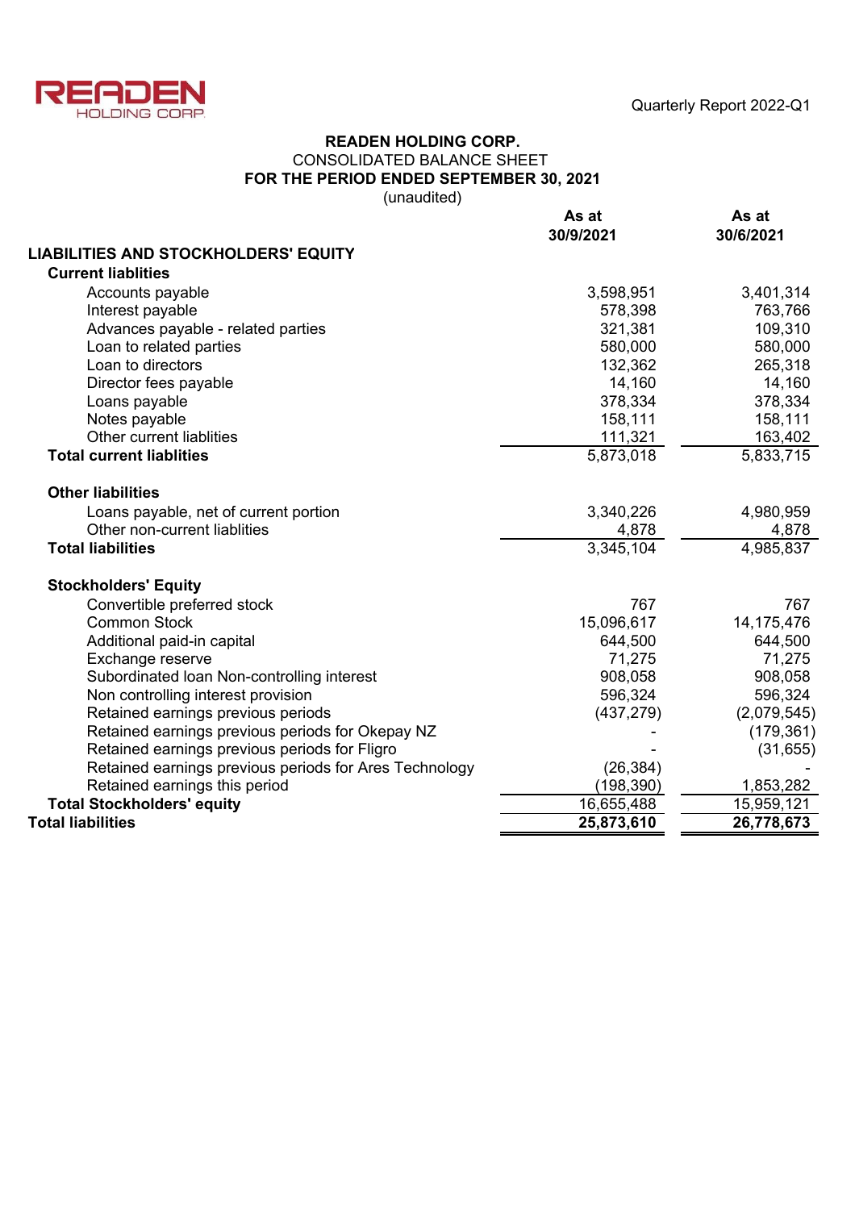# READEN HOLDING CORP.

## CONSOLIDATED BALANCE SHEET

## FOR THE PERIOD ENDED SEPTEMBER 30, 2021

(unaudited)

| | As at 30/9/2021 | As at 30/6/2021 |
|---|---|---|
| **LIABILITIES AND STOCKHOLDERS' EQUITY** | | |
| **Current liablities** | | |
| Accounts payable | 3,598,951 | 3,401,314 |
| Interest payable | 578,398 | 763,766 |
| Advances payable - related parties | 321,381 | 109,310 |
| Loan to related parties | 580,000 | 580,000 |
| Loan to directors | 132,362 | 265,318 |
| Director fees payable | 14,160 | 14,160 |
| Loans payable | 378,334 | 378,334 |
| Notes payable | 158,111 | 158,111 |
| Other current liablities | 111,321 | 163,402 |
| **Total current liablities** | 5,873,018 | 5,833,715 |
| | | |
| **Other liabilities** | | |
| Loans payable, net of current portion | 3,340,226 | 4,980,959 |
| Other non-current liablities | 4,878 | 4,878 |
| **Total liabilities** | 3,345,104 | 4,985,837 |
| | | |
| **Stockholders' Equity** | | |
| Convertible preferred stock | 767 | 767 |
| Common Stock | 15,096,617 | 14,175,476 |
| Additional paid-in capital | 644,500 | 644,500 |
| Exchange reserve | 71,275 | 71,275 |
| Subordinated loan Non-controlling interest | 908,058 | 908,058 |
| Non controlling interest provision | 596,324 | 596,324 |
| Retained earnings previous periods | (437,279) | (2,079,545) |
| Retained earnings previous periods for Okepay NZ | - | (179,361) |
| Retained earnings previous periods for Fligro | - | (31,655) |
| Retained earnings previous periods for Ares Technology | (26,384) | - |
| Retained earnings this period | (198,390) | 1,853,282 |
| **Total Stockholders' equity** | 16,655,488 | 15,959,121 |
| **Total liabilities** | **25,873,610** | **26,778,673** |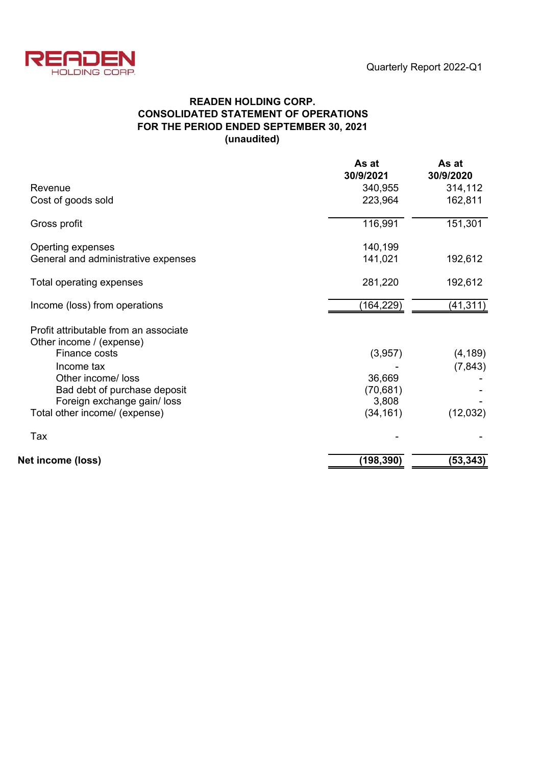### READEN HOLDING CORP.
### CONSOLIDATED STATEMENT OF OPERATIONS
### FOR THE PERIOD ENDED SEPTEMBER 30, 2021
### (unaudited)

| | As at 30/9/2021 | As at 30/9/2020 |
|---|---|---|
| Revenue | 340,955 | 314,112 |
| Cost of goods sold | 223,964 | 162,811 |
| Gross profit | 116,991 | 151,301 |
| Operting expenses | 140,199 | |
| General and administrative expenses | 141,021 | 192,612 |
| Total operating expenses | 281,220 | 192,612 |
| Income (loss) from operations | (164,229) | (41,311) |
| Profit attributable from an associate | | |
| Other income / (expense) | | |
| Finance costs | (3,957) | (4,189) |
| Income tax | - | (7,843) |
| Other income/ loss | 36,669 | - |
| Bad debt of purchase deposit | (70,681) | - |
| Foreign exchange gain/ loss | 3,808 | - |
| Total other income/ (expense) | (34,161) | (12,032) |
| Tax | - | - |
| **Net income (loss)** | **(198,390)** | **(53,343)** |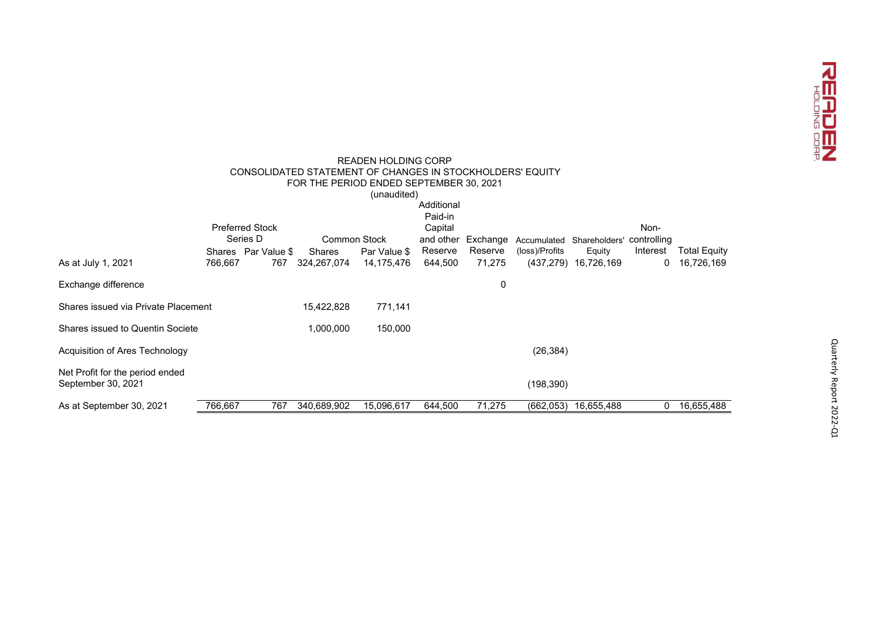READEN HOLDING CORP
CONSOLIDATED STATEMENT OF CHANGES IN STOCKHOLDERS' EQUITY
FOR THE PERIOD ENDED SEPTEMBER 30, 2021
(unaudited)

| | Preferred Stock Series D | | Common Stock | | Additional Paid-in Capital and other Reserve | Exchange Reserve | Accumulated (loss)/Profits | Shareholders' Equity | Non-controlling Interest | Total Equity |
|---|---|---|---|---|---|---|---|---|---|---|
| | Shares | Par Value $ | Shares | Par Value $ | | | | | | |
| As at July 1, 2021 | 766,667 | 767 | 324,267,074 | 14,175,476 | 644,500 | 71,275 | (437,279) | 16,726,169 | 0 | 16,726,169 |
| Exchange difference | | | | | | 0 | | | | |
| Shares issued via Private Placement | | | 15,422,828 | 771,141 | | | | | | |
| Shares issued to Quentin Societe | | | 1,000,000 | 150,000 | | | | | | |
| Acquisition of Ares Technology | | | | | | | (26,384) | | | |
| Net Profit for the period ended September 30, 2021 | | | | | | | (198,390) | | | |
| As at September 30, 2021 | 766,667 | 767 | 340,689,902 | 15,096,617 | 644,500 | 71,275 | (662,053) | 16,655,488 | 0 | 16,655,488 |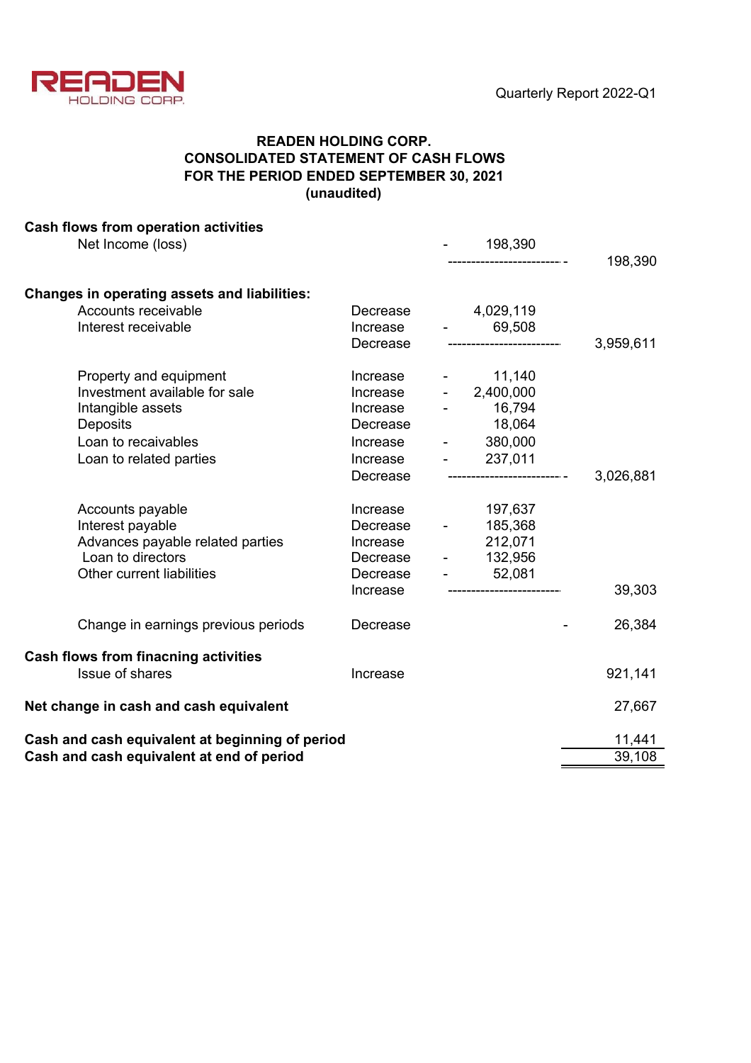READEN HOLDING CORP.

**READEN HOLDING CORP.**
**CONSOLIDATED STATEMENT OF CASH FLOWS**
**FOR THE PERIOD ENDED SEPTEMBER 30, 2021**
**(unaudited)**

| | | | | |
|---|---|---|---|---|
| **Cash flows from operation activities** | | | | |
| Net Income (loss) | | - | 198,390 | |
| | | | ------------------------- | 198,390 |
| **Changes in operating assets and liabilities:** | | | | |
| Accounts receivable | Decrease | | 4,029,119 | |
| Interest receivable | Increase | - | 69,508 | |
| | Decrease | | ------------------------- | 3,959,611 |
| Property and equipment | Increase | - | 11,140 | |
| Investment available for sale | Increase | - | 2,400,000 | |
| Intangible assets | Increase | - | 16,794 | |
| Deposits | Decrease | | 18,064 | |
| Loan to recaivables | Increase | - | 380,000 | |
| Loan to related parties | Increase | - | 237,011 | |
| | Decrease | | ------------------------- | 3,026,881 |
| Accounts payable | Increase | | 197,637 | |
| Interest payable | Decrease | - | 185,368 | |
| Advances payable related parties | Increase | | 212,071 | |
| Loan to directors | Decrease | - | 132,956 | |
| Other current liabilities | Decrease | - | 52,081 | |
| | Increase | | ------------------------- | 39,303 |
| Change in earnings previous periods | Decrease | | - | 26,384 |
| **Cash flows from finacning activities** | | | | |
| Issue of shares | Increase | | | 921,141 |
| **Net change in cash and cash equivalent** | | | | 27,667 |
| **Cash and cash equivalent at beginning of period** | | | | 11,441 |
| **Cash and cash equivalent at end of period** | | | | 39,108 |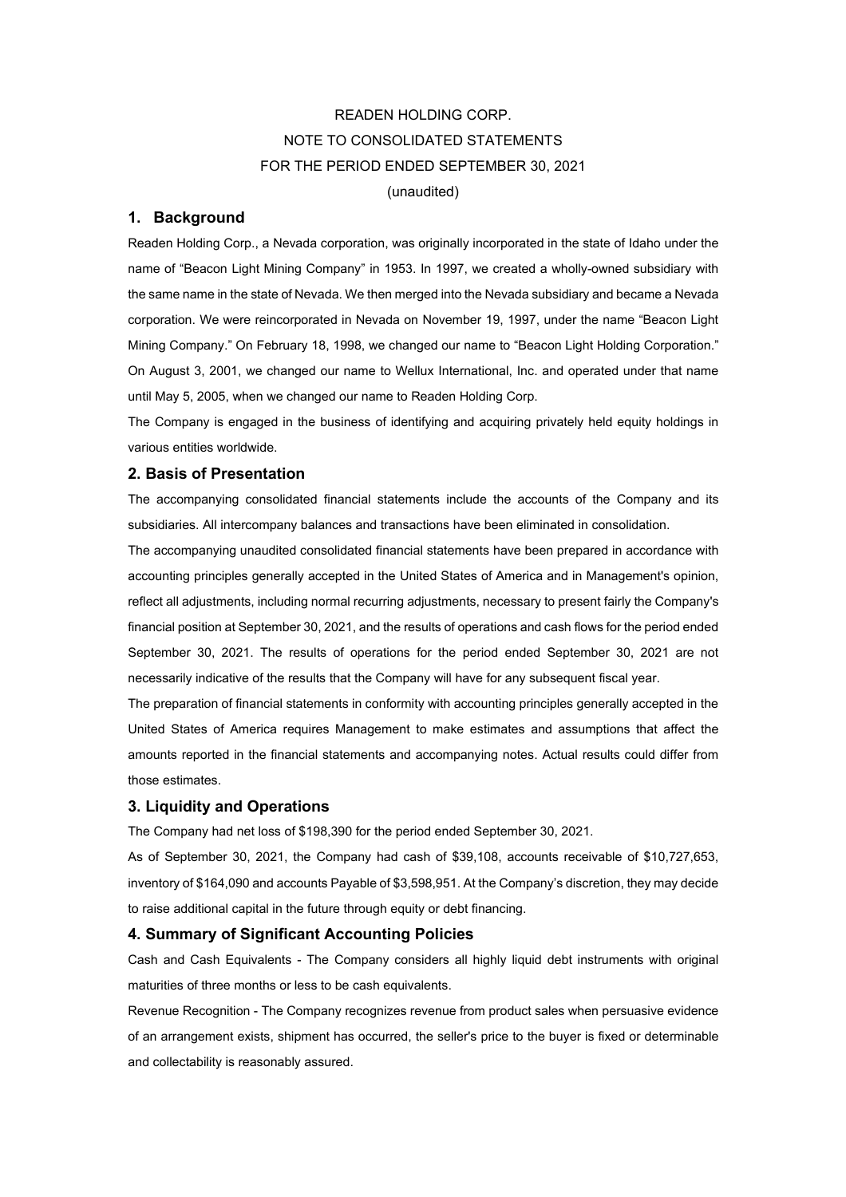READEN HOLDING CORP.

NOTE TO CONSOLIDATED STATEMENTS

FOR THE PERIOD ENDED SEPTEMBER 30, 2021

(unaudited)

## 1. Background

Readen Holding Corp., a Nevada corporation, was originally incorporated in the state of Idaho under the name of "Beacon Light Mining Company" in 1953. In 1997, we created a wholly-owned subsidiary with the same name in the state of Nevada. We then merged into the Nevada subsidiary and became a Nevada corporation. We were reincorporated in Nevada on November 19, 1997, under the name "Beacon Light Mining Company." On February 18, 1998, we changed our name to "Beacon Light Holding Corporation." On August 3, 2001, we changed our name to Wellux International, Inc. and operated under that name until May 5, 2005, when we changed our name to Readen Holding Corp.

The Company is engaged in the business of identifying and acquiring privately held equity holdings in various entities worldwide.

## 2. Basis of Presentation

The accompanying consolidated financial statements include the accounts of the Company and its subsidiaries. All intercompany balances and transactions have been eliminated in consolidation.

The accompanying unaudited consolidated financial statements have been prepared in accordance with accounting principles generally accepted in the United States of America and in Management's opinion, reflect all adjustments, including normal recurring adjustments, necessary to present fairly the Company's financial position at September 30, 2021, and the results of operations and cash flows for the period ended September 30, 2021. The results of operations for the period ended September 30, 2021 are not necessarily indicative of the results that the Company will have for any subsequent fiscal year.

The preparation of financial statements in conformity with accounting principles generally accepted in the United States of America requires Management to make estimates and assumptions that affect the amounts reported in the financial statements and accompanying notes. Actual results could differ from those estimates.

## 3. Liquidity and Operations

The Company had net loss of $198,390 for the period ended September 30, 2021.

As of September 30, 2021, the Company had cash of $39,108, accounts receivable of $10,727,653, inventory of $164,090 and accounts Payable of $3,598,951. At the Company's discretion, they may decide to raise additional capital in the future through equity or debt financing.

## 4. Summary of Significant Accounting Policies

Cash and Cash Equivalents - The Company considers all highly liquid debt instruments with original maturities of three months or less to be cash equivalents.

Revenue Recognition - The Company recognizes revenue from product sales when persuasive evidence of an arrangement exists, shipment has occurred, the seller's price to the buyer is fixed or determinable and collectability is reasonably assured.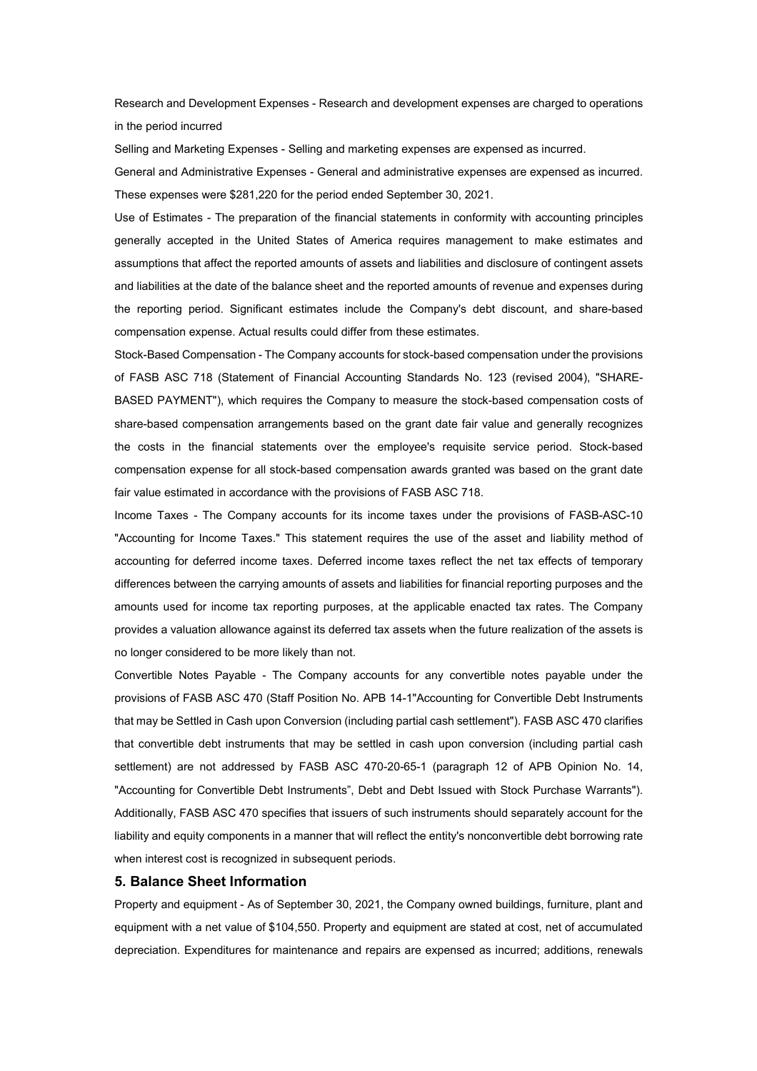Research and Development Expenses - Research and development expenses are charged to operations in the period incurred

Selling and Marketing Expenses - Selling and marketing expenses are expensed as incurred.

General and Administrative Expenses - General and administrative expenses are expensed as incurred. These expenses were $281,220 for the period ended September 30, 2021.

Use of Estimates - The preparation of the financial statements in conformity with accounting principles generally accepted in the United States of America requires management to make estimates and assumptions that affect the reported amounts of assets and liabilities and disclosure of contingent assets and liabilities at the date of the balance sheet and the reported amounts of revenue and expenses during the reporting period. Significant estimates include the Company's debt discount, and share-based compensation expense. Actual results could differ from these estimates.

Stock-Based Compensation - The Company accounts for stock-based compensation under the provisions of FASB ASC 718 (Statement of Financial Accounting Standards No. 123 (revised 2004), "SHARE-BASED PAYMENT"), which requires the Company to measure the stock-based compensation costs of share-based compensation arrangements based on the grant date fair value and generally recognizes the costs in the financial statements over the employee's requisite service period. Stock-based compensation expense for all stock-based compensation awards granted was based on the grant date fair value estimated in accordance with the provisions of FASB ASC 718.

Income Taxes - The Company accounts for its income taxes under the provisions of FASB-ASC-10 "Accounting for Income Taxes." This statement requires the use of the asset and liability method of accounting for deferred income taxes. Deferred income taxes reflect the net tax effects of temporary differences between the carrying amounts of assets and liabilities for financial reporting purposes and the amounts used for income tax reporting purposes, at the applicable enacted tax rates. The Company provides a valuation allowance against its deferred tax assets when the future realization of the assets is no longer considered to be more likely than not.

Convertible Notes Payable - The Company accounts for any convertible notes payable under the provisions of FASB ASC 470 (Staff Position No. APB 14-1"Accounting for Convertible Debt Instruments that may be Settled in Cash upon Conversion (including partial cash settlement"). FASB ASC 470 clarifies that convertible debt instruments that may be settled in cash upon conversion (including partial cash settlement) are not addressed by FASB ASC 470-20-65-1 (paragraph 12 of APB Opinion No. 14, "Accounting for Convertible Debt Instruments", Debt and Debt Issued with Stock Purchase Warrants"). Additionally, FASB ASC 470 specifies that issuers of such instruments should separately account for the liability and equity components in a manner that will reflect the entity's nonconvertible debt borrowing rate when interest cost is recognized in subsequent periods.

### 5. Balance Sheet Information

Property and equipment - As of September 30, 2021, the Company owned buildings, furniture, plant and equipment with a net value of $104,550. Property and equipment are stated at cost, net of accumulated depreciation. Expenditures for maintenance and repairs are expensed as incurred; additions, renewals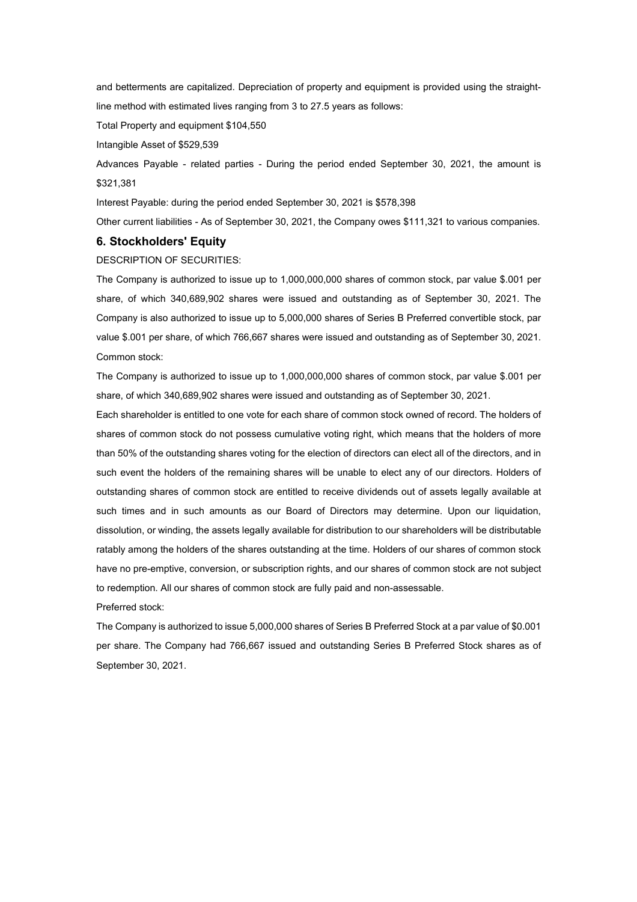and betterments are capitalized. Depreciation of property and equipment is provided using the straight-line method with estimated lives ranging from 3 to 27.5 years as follows:

Total Property and equipment $104,550

Intangible Asset of $529,539

Advances Payable - related parties - During the period ended September 30, 2021, the amount is $321,381

Interest Payable: during the period ended September 30, 2021 is $578,398

Other current liabilities - As of September 30, 2021, the Company owes $111,321 to various companies.

### 6. Stockholders' Equity

DESCRIPTION OF SECURITIES:

The Company is authorized to issue up to 1,000,000,000 shares of common stock, par value $.001 per share, of which 340,689,902 shares were issued and outstanding as of September 30, 2021. The Company is also authorized to issue up to 5,000,000 shares of Series B Preferred convertible stock, par value $.001 per share, of which 766,667 shares were issued and outstanding as of September 30, 2021.

Common stock:

The Company is authorized to issue up to 1,000,000,000 shares of common stock, par value $.001 per share, of which 340,689,902 shares were issued and outstanding as of September 30, 2021.

Each shareholder is entitled to one vote for each share of common stock owned of record. The holders of shares of common stock do not possess cumulative voting right, which means that the holders of more than 50% of the outstanding shares voting for the election of directors can elect all of the directors, and in such event the holders of the remaining shares will be unable to elect any of our directors. Holders of outstanding shares of common stock are entitled to receive dividends out of assets legally available at such times and in such amounts as our Board of Directors may determine. Upon our liquidation, dissolution, or winding, the assets legally available for distribution to our shareholders will be distributable ratably among the holders of the shares outstanding at the time. Holders of our shares of common stock have no pre-emptive, conversion, or subscription rights, and our shares of common stock are not subject to redemption. All our shares of common stock are fully paid and non-assessable.

Preferred stock:

The Company is authorized to issue 5,000,000 shares of Series B Preferred Stock at a par value of $0.001 per share. The Company had 766,667 issued and outstanding Series B Preferred Stock shares as of September 30, 2021.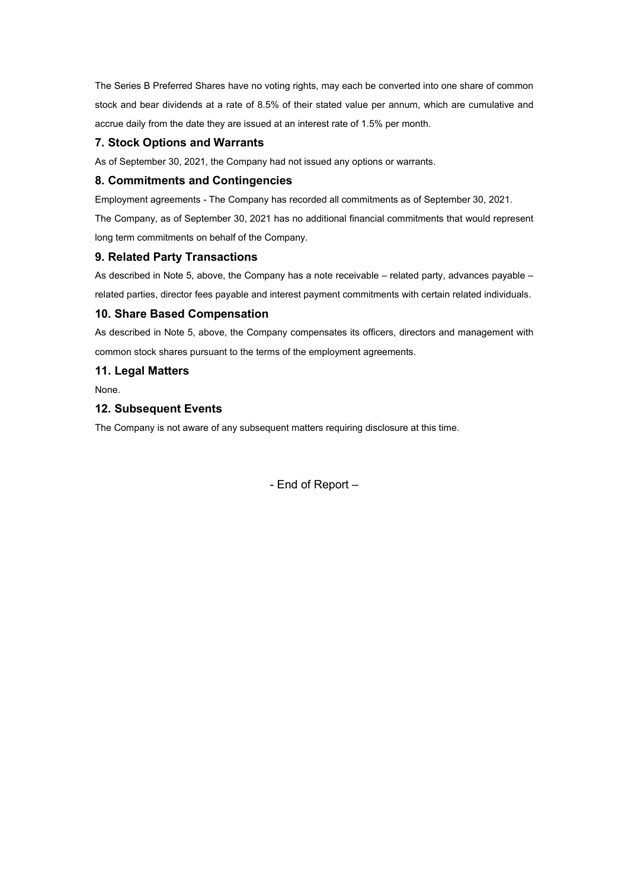The Series B Preferred Shares have no voting rights, may each be converted into one share of common stock and bear dividends at a rate of 8.5% of their stated value per annum, which are cumulative and accrue daily from the date they are issued at an interest rate of 1.5% per month.

## 7. Stock Options and Warrants

As of September 30, 2021, the Company had not issued any options or warrants.

## 8. Commitments and Contingencies

Employment agreements - The Company has recorded all commitments as of September 30, 2021.

The Company, as of September 30, 2021 has no additional financial commitments that would represent long term commitments on behalf of the Company.

## 9. Related Party Transactions

As described in Note 5, above, the Company has a note receivable – related party, advances payable – related parties, director fees payable and interest payment commitments with certain related individuals.

## 10. Share Based Compensation

As described in Note 5, above, the Company compensates its officers, directors and management with common stock shares pursuant to the terms of the employment agreements.

## 11. Legal Matters

None.

## 12. Subsequent Events

The Company is not aware of any subsequent matters requiring disclosure at this time.

- End of Report –